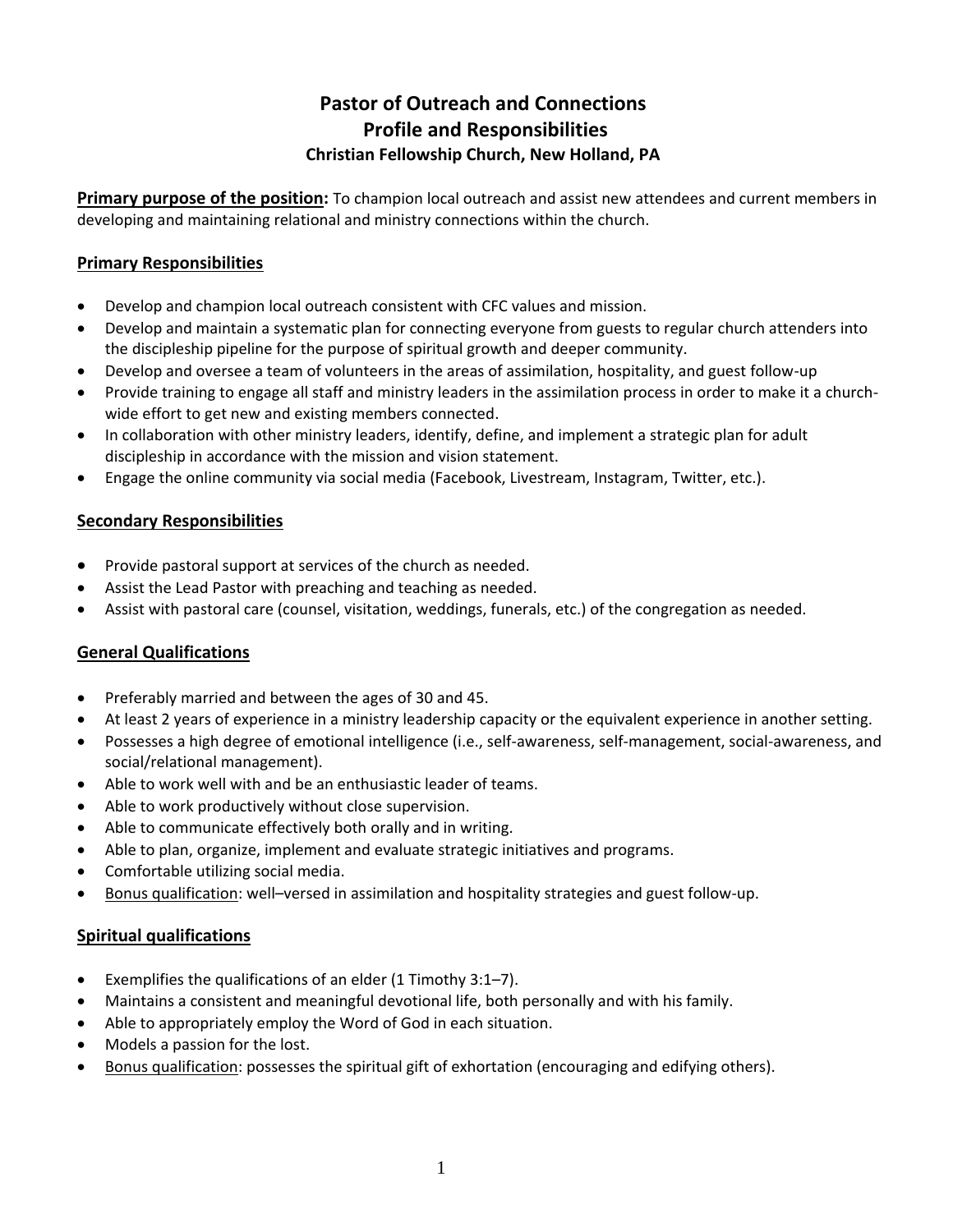# Pastor of Outreach and Connections
## Profile and Responsibilities
### Christian Fellowship Church, New Holland, PA

**Primary purpose of the position:** To champion local outreach and assist new attendees and current members in developing and maintaining relational and ministry connections within the church.

## Primary Responsibilities

- Develop and champion local outreach consistent with CFC values and mission.
- Develop and maintain a systematic plan for connecting everyone from guests to regular church attenders into the discipleship pipeline for the purpose of spiritual growth and deeper community.
- Develop and oversee a team of volunteers in the areas of assimilation, hospitality, and guest follow-up
- Provide training to engage all staff and ministry leaders in the assimilation process in order to make it a church-wide effort to get new and existing members connected.
- In collaboration with other ministry leaders, identify, define, and implement a strategic plan for adult discipleship in accordance with the mission and vision statement.
- Engage the online community via social media (Facebook, Livestream, Instagram, Twitter, etc.).

## Secondary Responsibilities

- Provide pastoral support at services of the church as needed.
- Assist the Lead Pastor with preaching and teaching as needed.
- Assist with pastoral care (counsel, visitation, weddings, funerals, etc.) of the congregation as needed.

## General Qualifications

- Preferably married and between the ages of 30 and 45.
- At least 2 years of experience in a ministry leadership capacity or the equivalent experience in another setting.
- Possesses a high degree of emotional intelligence (i.e., self-awareness, self-management, social-awareness, and social/relational management).
- Able to work well with and be an enthusiastic leader of teams.
- Able to work productively without close supervision.
- Able to communicate effectively both orally and in writing.
- Able to plan, organize, implement and evaluate strategic initiatives and programs.
- Comfortable utilizing social media.
- Bonus qualification: well–versed in assimilation and hospitality strategies and guest follow-up.

## Spiritual qualifications

- Exemplifies the qualifications of an elder (1 Timothy 3:1–7).
- Maintains a consistent and meaningful devotional life, both personally and with his family.
- Able to appropriately employ the Word of God in each situation.
- Models a passion for the lost.
- Bonus qualification: possesses the spiritual gift of exhortation (encouraging and edifying others).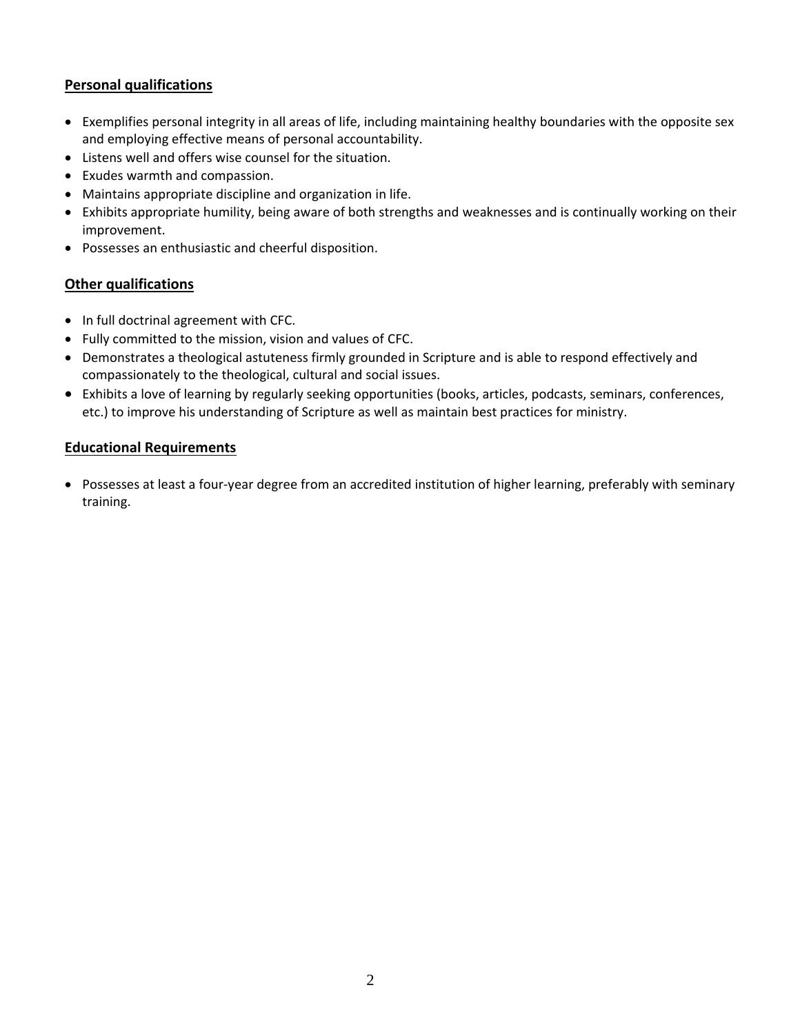## Personal qualifications

- Exemplifies personal integrity in all areas of life, including maintaining healthy boundaries with the opposite sex and employing effective means of personal accountability.
- Listens well and offers wise counsel for the situation.
- Exudes warmth and compassion.
- Maintains appropriate discipline and organization in life.
- Exhibits appropriate humility, being aware of both strengths and weaknesses and is continually working on their improvement.
- Possesses an enthusiastic and cheerful disposition.

## Other qualifications

- In full doctrinal agreement with CFC.
- Fully committed to the mission, vision and values of CFC.
- Demonstrates a theological astuteness firmly grounded in Scripture and is able to respond effectively and compassionately to the theological, cultural and social issues.
- Exhibits a love of learning by regularly seeking opportunities (books, articles, podcasts, seminars, conferences, etc.) to improve his understanding of Scripture as well as maintain best practices for ministry.

## Educational Requirements

- Possesses at least a four-year degree from an accredited institution of higher learning, preferably with seminary training.